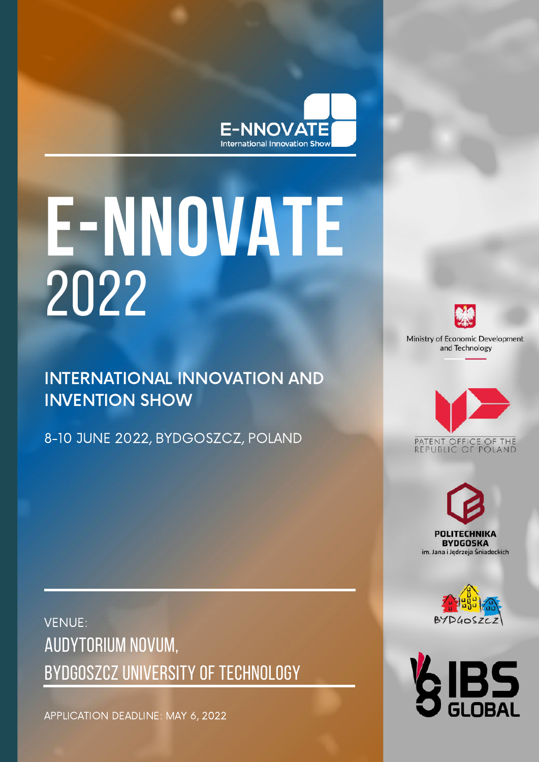E-NNOVATE
International Innovation Show

# E-NNOVATE 2022

## INTERNATIONAL INNOVATION AND INVENTION SHOW

8-10 JUNE 2022, BYDGOSZCZ, POLAND

VENUE:

AUDYTORIUM NOVUM,
BYDGOSZCZ UNIVERSITY OF TECHNOLOGY

APPLICATION DEADLINE: MAY 6, 2022

Ministry of Economic Development and Technology

PATENT OFFICE OF THE REPUBLIC OF POLAND

POLITECHNIKA BYDGOSKA im. Jana i Jędrzeja Śniadeckich

BYDGOSZCZ

IBS GLOBAL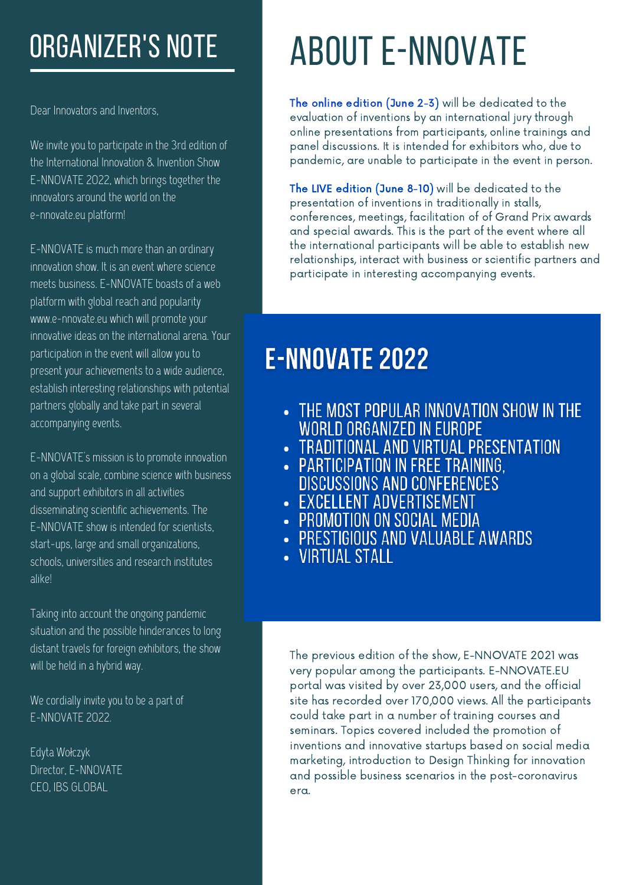# ORGANIZER'S NOTE

Dear Innovators and Inventors,

We invite you to participate in the 3rd edition of the International Innovation & Invention Show E-NNOVATE 2022, which brings together the innovators around the world on the e-nnovate.eu platform!

E-NNOVATE is much more than an ordinary innovation show. It is an event where science meets business. E-NNOVATE boasts of a web platform with global reach and popularity www.e-nnovate.eu which will promote your innovative ideas on the international arena. Your participation in the event will allow you to present your achievements to a wide audience, establish interesting relationships with potential partners globally and take part in several accompanying events.

E-NNOVATE's mission is to promote innovation on a global scale, combine science with business and support exhibitors in all activities disseminating scientific achievements. The E-NNOVATE show is intended for scientists, start-ups, large and small organizations, schools, universities and research institutes alike!

Taking into account the ongoing pandemic situation and the possible hinderances to long distant travels for foreign exhibitors, the show will be held in a hybrid way.

We cordially invite you to be a part of E-NNOVATE 2022.

Edyta Wołczyk
Director, E-NNOVATE
CEO, IBS GLOBAL

# ABOUT E-NNOVATE

**The online edition (June 2-3)** will be dedicated to the evaluation of inventions by an international jury through online presentations from participants, online trainings and panel discussions. It is intended for exhibitors who, due to pandemic, are unable to participate in the event in person.

**The LIVE edition (June 8-10)** will be dedicated to the presentation of inventions in traditionally in stalls, conferences, meetings, facilitation of of Grand Prix awards and special awards. This is the part of the event where all the international participants will be able to establish new relationships, interact with business or scientific partners and participate in interesting accompanying events.

## E-NNOVATE 2022

- THE MOST POPULAR INNOVATION SHOW IN THE WORLD ORGANIZED IN EUROPE
- TRADITIONAL AND VIRTUAL PRESENTATION
- PARTICIPATION IN FREE TRAINING, DISCUSSIONS AND CONFERENCES
- EXCELLENT ADVERTISEMENT
- PROMOTION ON SOCIAL MEDIA
- PRESTIGIOUS AND VALUABLE AWARDS
- VIRTUAL STALL

The previous edition of the show, E-NNOVATE 2021 was very popular among the participants. E-NNOVATE.EU portal was visited by over 23,000 users, and the official site has recorded over 170,000 views. All the participants could take part in a number of training courses and seminars. Topics covered included the promotion of inventions and innovative startups based on social media marketing, introduction to Design Thinking for innovation and possible business scenarios in the post-coronavirus era.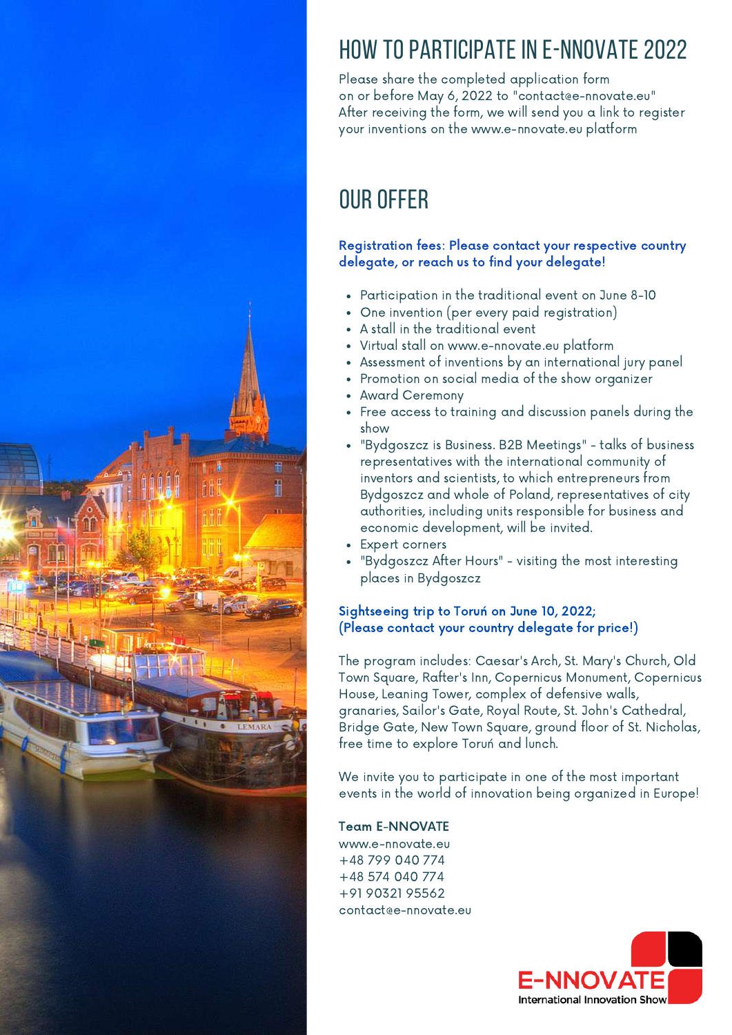# HOW TO PARTICIPATE IN E-NNOVATE 2022

Please share the completed application form on or before May 6, 2022 to "contact@e-nnovate.eu" After receiving the form, we will send you a link to register your inventions on the www.e-nnovate.eu platform

# OUR OFFER

**Registration fees: Please contact your respective country delegate, or reach us to find your delegate!**

- Participation in the traditional event on June 8-10
- One invention (per every paid registration)
- A stall in the traditional event
- Virtual stall on www.e-nnovate.eu platform
- Assessment of inventions by an international jury panel
- Promotion on social media of the show organizer
- Award Ceremony
- Free access to training and discussion panels during the show
- "Bydgoszcz is Business. B2B Meetings" - talks of business representatives with the international community of inventors and scientists, to which entrepreneurs from Bydgoszcz and whole of Poland, representatives of city authorities, including units responsible for business and economic development, will be invited.
- Expert corners
- "Bydgoszcz After Hours" - visiting the most interesting places in Bydgoszcz

**Sightseeing trip to Toruń on June 10, 2022; (Please contact your country delegate for price!)**

The program includes: Caesar's Arch, St. Mary's Church, Old Town Square, Rafter's Inn, Copernicus Monument, Copernicus House, Leaning Tower, complex of defensive walls, granaries, Sailor's Gate, Royal Route, St. John's Cathedral, Bridge Gate, New Town Square, ground floor of St. Nicholas, free time to explore Toruń and lunch.

We invite you to participate in one of the most important events in the world of innovation being organized in Europe!

**Team E-NNOVATE**
www.e-nnovate.eu
+48 799 040 774
+48 574 040 774
+91 90321 95562
contact@e-nnovate.eu

E-NNOVATE
International Innovation Show